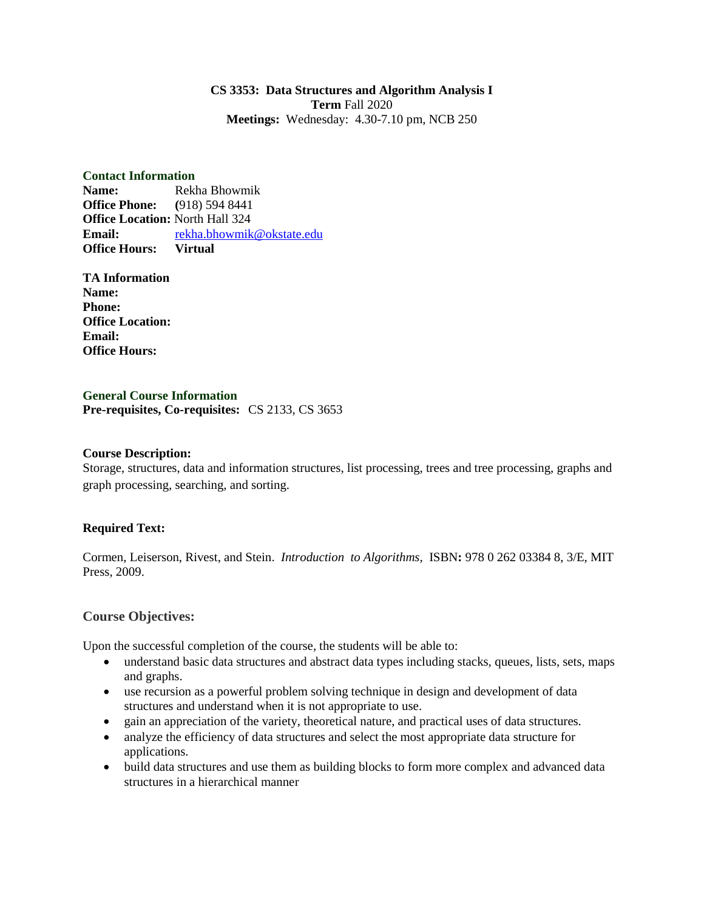**CS 3353: Data Structures and Algorithm Analysis I**
**Term** Fall 2020
**Meetings:** Wednesday: 4.30-7.10 pm, NCB 250

## Contact Information

**Name:** Rekha Bhowmik
**Office Phone:** (918) 594 8441
**Office Location:** North Hall 324
**Email:** rekha.bhowmik@okstate.edu
**Office Hours:** **Virtual**

**TA Information**
**Name:**
**Phone:**
**Office Location:**
**Email:**
**Office Hours:**

## General Course Information

**Pre-requisites, Co-requisites:** CS 2133, CS 3653

**Course Description:**
Storage, structures, data and information structures, list processing, trees and tree processing, graphs and graph processing, searching, and sorting.

**Required Text:**

Cormen, Leiserson, Rivest, and Stein. *Introduction to Algorithms,* ISBN**:** 978 0 262 03384 8, 3/E, MIT Press, 2009.

## Course Objectives:

Upon the successful completion of the course, the students will be able to:

- understand basic data structures and abstract data types including stacks, queues, lists, sets, maps and graphs.
- use recursion as a powerful problem solving technique in design and development of data structures and understand when it is not appropriate to use.
- gain an appreciation of the variety, theoretical nature, and practical uses of data structures.
- analyze the efficiency of data structures and select the most appropriate data structure for applications.
- build data structures and use them as building blocks to form more complex and advanced data structures in a hierarchical manner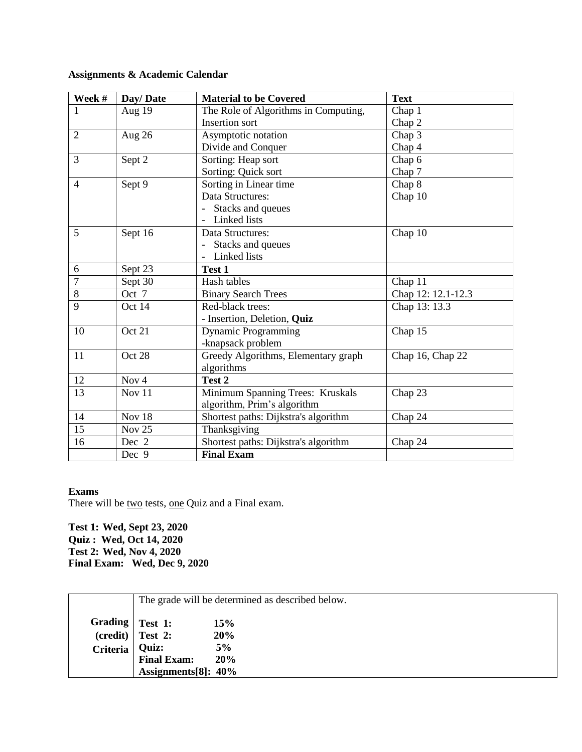**Assignments & Academic Calendar**

| Week # | Day/ Date | Material to be Covered | Text |
|---|---|---|---|
| 1 | Aug 19 | The Role of Algorithms in Computing,<br>Insertion sort | Chap 1<br>Chap 2 |
| 2 | Aug 26 | Asymptotic notation<br>Divide and Conquer | Chap 3<br>Chap 4 |
| 3 | Sept 2 | Sorting: Heap sort<br>Sorting: Quick sort | Chap 6<br>Chap 7 |
| 4 | Sept 9 | Sorting in Linear time<br>Data Structures:<br>- Stacks and queues<br>- Linked lists | Chap 8<br>Chap 10 |
| 5 | Sept 16 | Data Structures:<br>- Stacks and queues<br>- Linked lists | Chap 10 |
| 6 | Sept 23 | **Test 1** | |
| 7 | Sept 30 | Hash tables | Chap 11 |
| 8 | Oct 7 | Binary Search Trees | Chap 12: 12.1-12.3 |
| 9 | Oct 14 | Red-black trees:<br>- Insertion, Deletion, **Quiz** | Chap 13: 13.3 |
| 10 | Oct 21 | Dynamic Programming<br>-knapsack problem | Chap 15 |
| 11 | Oct 28 | Greedy Algorithms, Elementary graph algorithms | Chap 16, Chap 22 |
| 12 | Nov 4 | **Test 2** | |
| 13 | Nov 11 | Minimum Spanning Trees: Kruskals algorithm, Prim's algorithm | Chap 23 |
| 14 | Nov 18 | Shortest paths: Dijkstra's algorithm | Chap 24 |
| 15 | Nov 25 | Thanksgiving | |
| 16 | Dec 2 | Shortest paths: Dijkstra's algorithm | Chap 24 |
| | Dec 9 | **Final Exam** | |

**Exams**

There will be two tests, one Quiz and a Final exam.

**Test 1: Wed, Sept 23, 2020**
**Quiz : Wed, Oct 14, 2020**
**Test 2: Wed, Nov 4, 2020**
**Final Exam: Wed, Dec 9, 2020**

| | The grade will be determined as described below. |
|---|---|
| **Grading (credit) Criteria** | **Test 1: 15%**<br>**Test 2: 20%**<br>**Quiz: 5%**<br>**Final Exam: 20%**<br>**Assignments[8]: 40%** |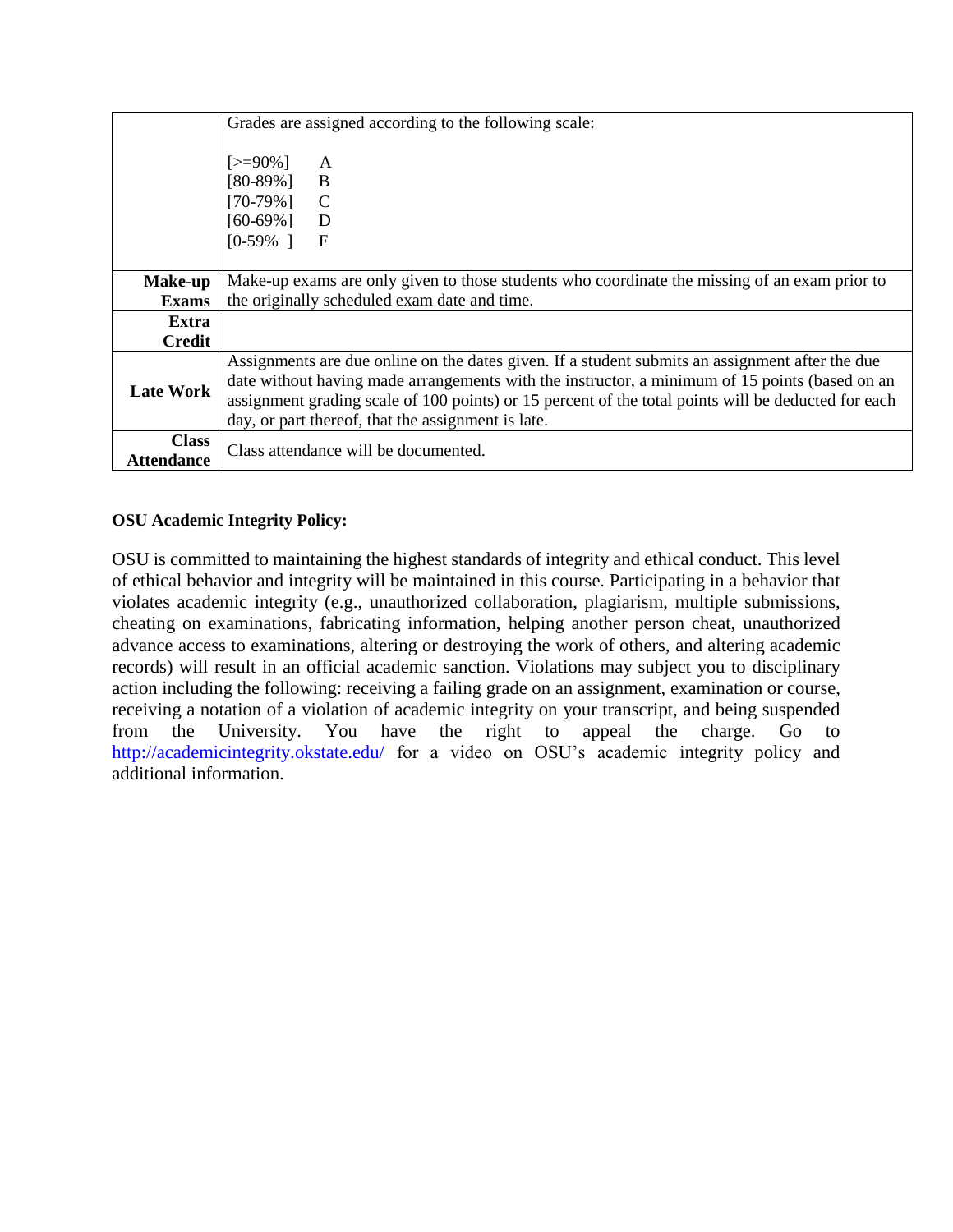| | |
|---|---|
| | Grades are assigned according to the following scale:<br><br>[>=90%] A<br>[80-89%] B<br>[70-79%] C<br>[60-69%] D<br>[0-59% ] F |
| **Make-up Exams** | Make-up exams are only given to those students who coordinate the missing of an exam prior to the originally scheduled exam date and time. |
| **Extra Credit** | |
| **Late Work** | Assignments are due online on the dates given. If a student submits an assignment after the due date without having made arrangements with the instructor, a minimum of 15 points (based on an assignment grading scale of 100 points) or 15 percent of the total points will be deducted for each day, or part thereof, that the assignment is late. |
| **Class Attendance** | Class attendance will be documented. |

**OSU Academic Integrity Policy:**

OSU is committed to maintaining the highest standards of integrity and ethical conduct. This level of ethical behavior and integrity will be maintained in this course. Participating in a behavior that violates academic integrity (e.g., unauthorized collaboration, plagiarism, multiple submissions, cheating on examinations, fabricating information, helping another person cheat, unauthorized advance access to examinations, altering or destroying the work of others, and altering academic records) will result in an official academic sanction. Violations may subject you to disciplinary action including the following: receiving a failing grade on an assignment, examination or course, receiving a notation of a violation of academic integrity on your transcript, and being suspended from the University. You have the right to appeal the charge. Go to http://academicintegrity.okstate.edu/ for a video on OSU's academic integrity policy and additional information.